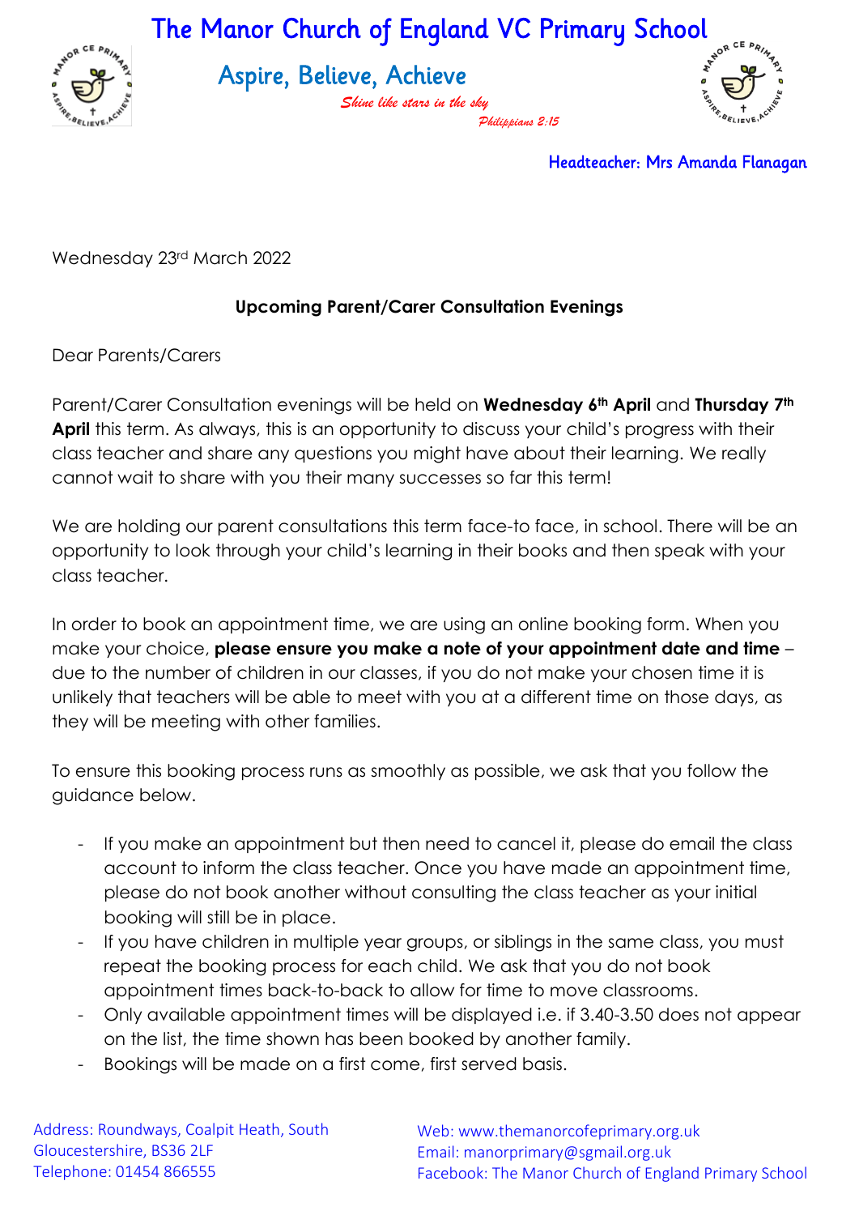# The Manor Church of England VC Primary School

## Aspire, Believe, Achieve

*Shine like stars in the sky*
*Philippians 2:15*

Headteacher: Mrs Amanda Flanagan

Wednesday 23rd March 2022

**Upcoming Parent/Carer Consultation Evenings**

Dear Parents/Carers

Parent/Carer Consultation evenings will be held on **Wednesday 6th April** and **Thursday 7th April** this term. As always, this is an opportunity to discuss your child's progress with their class teacher and share any questions you might have about their learning. We really cannot wait to share with you their many successes so far this term!

We are holding our parent consultations this term face-to face, in school. There will be an opportunity to look through your child's learning in their books and then speak with your class teacher.

In order to book an appointment time, we are using an online booking form. When you make your choice, **please ensure you make a note of your appointment date and time** – due to the number of children in our classes, if you do not make your chosen time it is unlikely that teachers will be able to meet with you at a different time on those days, as they will be meeting with other families.

To ensure this booking process runs as smoothly as possible, we ask that you follow the guidance below.

- If you make an appointment but then need to cancel it, please do email the class account to inform the class teacher. Once you have made an appointment time, please do not book another without consulting the class teacher as your initial booking will still be in place.
- If you have children in multiple year groups, or siblings in the same class, you must repeat the booking process for each child. We ask that you do not book appointment times back-to-back to allow for time to move classrooms.
- Only available appointment times will be displayed i.e. if 3.40-3.50 does not appear on the list, the time shown has been booked by another family.
- Bookings will be made on a first come, first served basis.

Address: Roundways, Coalpit Heath, South Gloucestershire, BS36 2LF
Telephone: 01454 866555

Web: www.themanorcofeprimary.org.uk
Email: manorprimary@sgmail.org.uk
Facebook: The Manor Church of England Primary School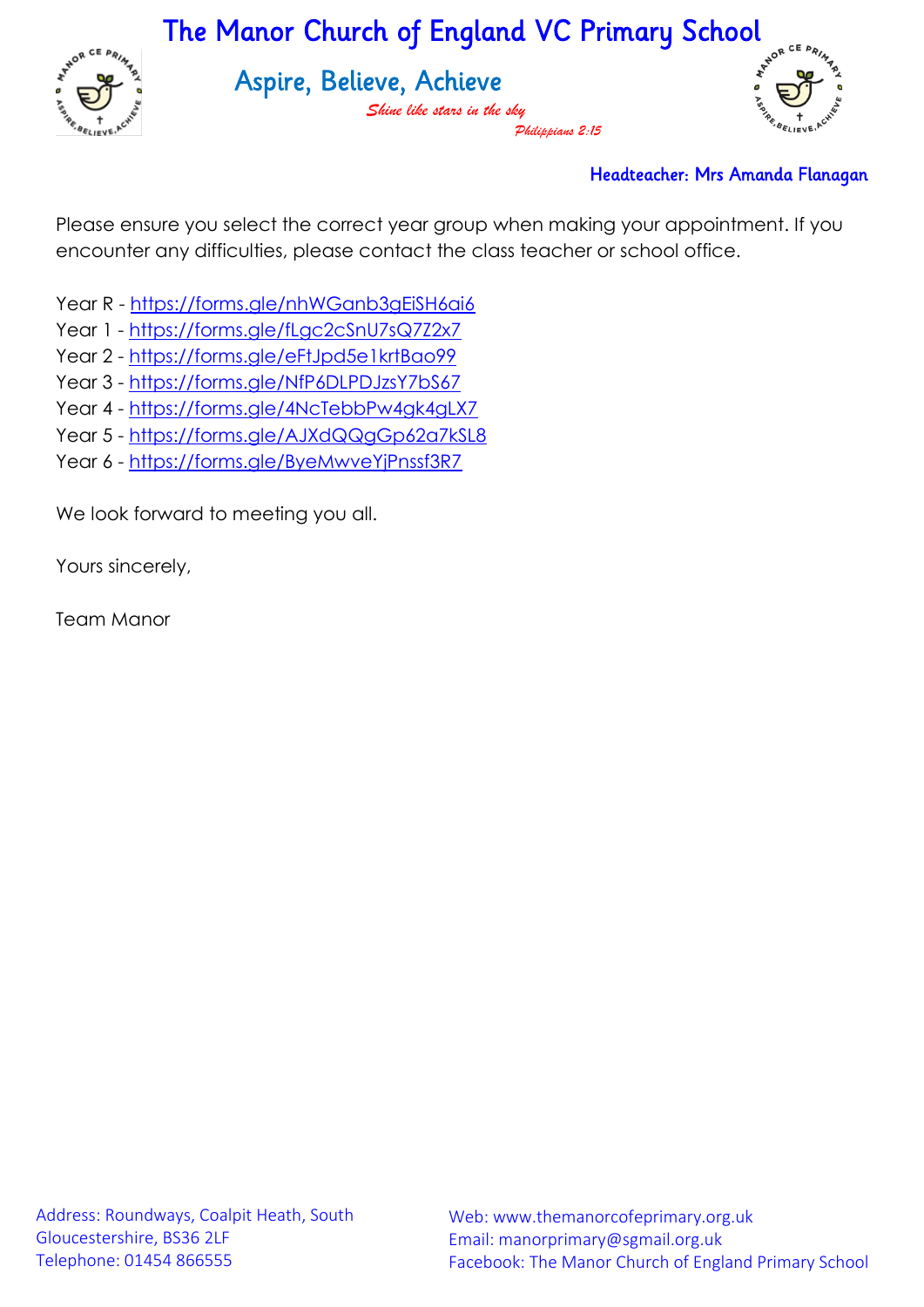Please ensure you select the correct year group when making your appointment. If you encounter any difficulties, please contact the class teacher or school office.

Year R - https://forms.gle/nhWGanb3gEiSH6ai6
Year 1 - https://forms.gle/fLgc2cSnU7sQ7Z2x7
Year 2 - https://forms.gle/eFtJpd5e1krtBao99
Year 3 - https://forms.gle/NfP6DLPDJzsY7bS67
Year 4 - https://forms.gle/4NcTebbPw4gk4gLX7
Year 5 - https://forms.gle/AJXdQQgGp62a7kSL8
Year 6 - https://forms.gle/ByeMwveYjPnssf3R7

We look forward to meeting you all.

Yours sincerely,

Team Manor